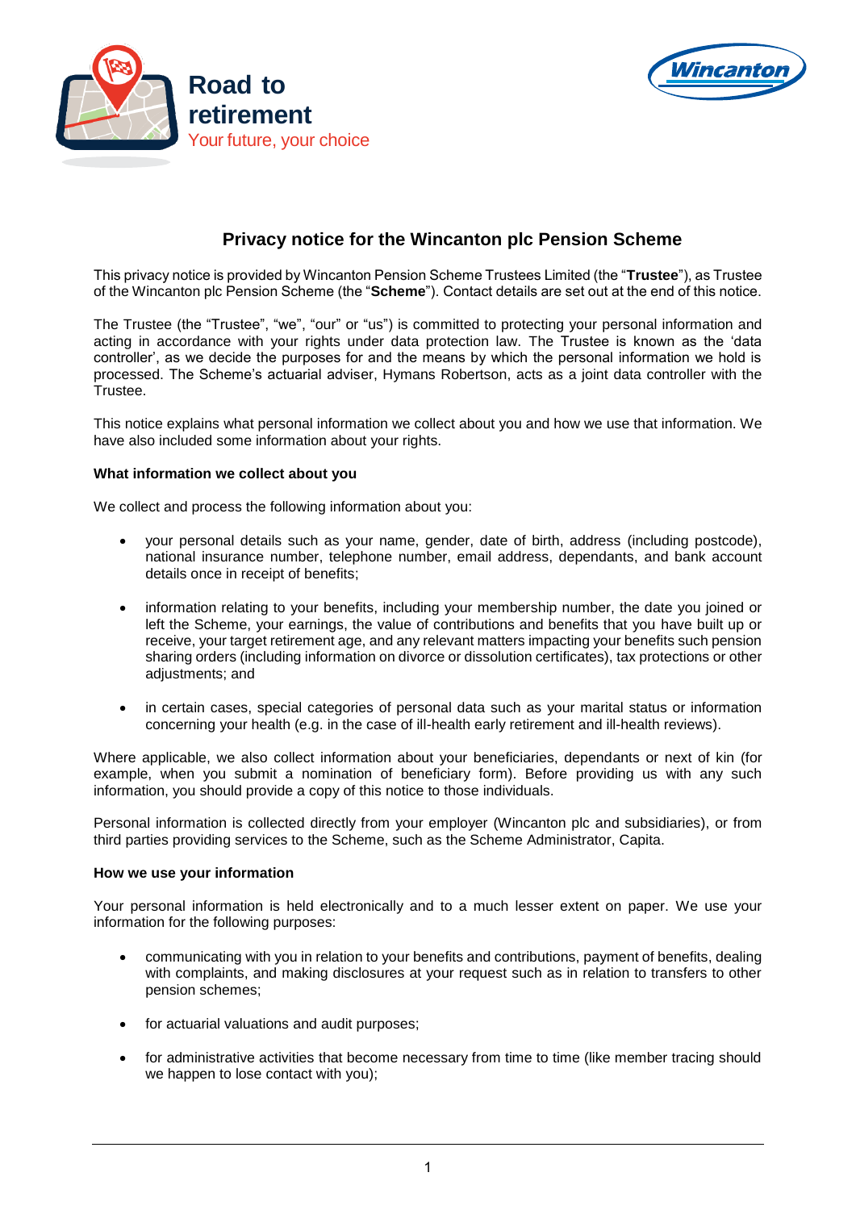**Road to retirement**
Your future, your choice

Wincanton

# Privacy notice for the Wincanton plc Pension Scheme

This privacy notice is provided by Wincanton Pension Scheme Trustees Limited (the "**Trustee**"), as Trustee of the Wincanton plc Pension Scheme (the "**Scheme**"). Contact details are set out at the end of this notice.

The Trustee (the "Trustee", "we", "our" or "us") is committed to protecting your personal information and acting in accordance with your rights under data protection law. The Trustee is known as the 'data controller', as we decide the purposes for and the means by which the personal information we hold is processed. The Scheme's actuarial adviser, Hymans Robertson, acts as a joint data controller with the Trustee.

This notice explains what personal information we collect about you and how we use that information. We have also included some information about your rights.

**What information we collect about you**

We collect and process the following information about you:

- your personal details such as your name, gender, date of birth, address (including postcode), national insurance number, telephone number, email address, dependants, and bank account details once in receipt of benefits;
- information relating to your benefits, including your membership number, the date you joined or left the Scheme, your earnings, the value of contributions and benefits that you have built up or receive, your target retirement age, and any relevant matters impacting your benefits such pension sharing orders (including information on divorce or dissolution certificates), tax protections or other adjustments; and
- in certain cases, special categories of personal data such as your marital status or information concerning your health (e.g. in the case of ill-health early retirement and ill-health reviews).

Where applicable, we also collect information about your beneficiaries, dependants or next of kin (for example, when you submit a nomination of beneficiary form). Before providing us with any such information, you should provide a copy of this notice to those individuals.

Personal information is collected directly from your employer (Wincanton plc and subsidiaries), or from third parties providing services to the Scheme, such as the Scheme Administrator, Capita.

**How we use your information**

Your personal information is held electronically and to a much lesser extent on paper. We use your information for the following purposes:

- communicating with you in relation to your benefits and contributions, payment of benefits, dealing with complaints, and making disclosures at your request such as in relation to transfers to other pension schemes;
- for actuarial valuations and audit purposes;
- for administrative activities that become necessary from time to time (like member tracing should we happen to lose contact with you);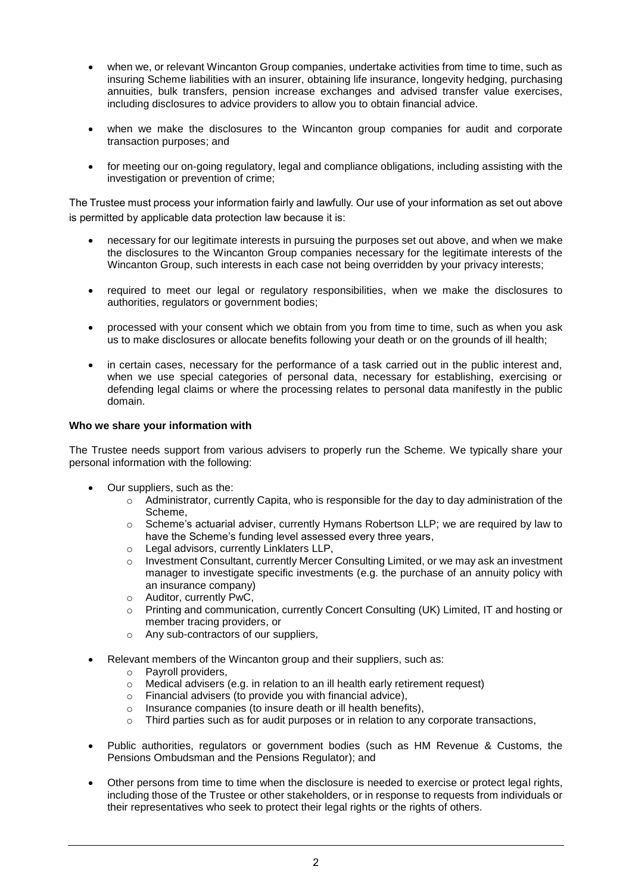- when we, or relevant Wincanton Group companies, undertake activities from time to time, such as insuring Scheme liabilities with an insurer, obtaining life insurance, longevity hedging, purchasing annuities, bulk transfers, pension increase exchanges and advised transfer value exercises, including disclosures to advice providers to allow you to obtain financial advice.
- when we make the disclosures to the Wincanton group companies for audit and corporate transaction purposes; and
- for meeting our on-going regulatory, legal and compliance obligations, including assisting with the investigation or prevention of crime;

The Trustee must process your information fairly and lawfully. Our use of your information as set out above is permitted by applicable data protection law because it is:

- necessary for our legitimate interests in pursuing the purposes set out above, and when we make the disclosures to the Wincanton Group companies necessary for the legitimate interests of the Wincanton Group, such interests in each case not being overridden by your privacy interests;
- required to meet our legal or regulatory responsibilities, when we make the disclosures to authorities, regulators or government bodies;
- processed with your consent which we obtain from you from time to time, such as when you ask us to make disclosures or allocate benefits following your death or on the grounds of ill health;
- in certain cases, necessary for the performance of a task carried out in the public interest and, when we use special categories of personal data, necessary for establishing, exercising or defending legal claims or where the processing relates to personal data manifestly in the public domain.

**Who we share your information with**

The Trustee needs support from various advisers to properly run the Scheme. We typically share your personal information with the following:

- Our suppliers, such as the:
  - Administrator, currently Capita, who is responsible for the day to day administration of the Scheme,
  - Scheme's actuarial adviser, currently Hymans Robertson LLP; we are required by law to have the Scheme's funding level assessed every three years,
  - Legal advisors, currently Linklaters LLP,
  - Investment Consultant, currently Mercer Consulting Limited, or we may ask an investment manager to investigate specific investments (e.g. the purchase of an annuity policy with an insurance company)
  - Auditor, currently PwC,
  - Printing and communication, currently Concert Consulting (UK) Limited, IT and hosting or member tracing providers, or
  - Any sub-contractors of our suppliers,
- Relevant members of the Wincanton group and their suppliers, such as:
  - Payroll providers,
  - Medical advisers (e.g. in relation to an ill health early retirement request)
  - Financial advisers (to provide you with financial advice),
  - Insurance companies (to insure death or ill health benefits),
  - Third parties such as for audit purposes or in relation to any corporate transactions,
- Public authorities, regulators or government bodies (such as HM Revenue & Customs, the Pensions Ombudsman and the Pensions Regulator); and
- Other persons from time to time when the disclosure is needed to exercise or protect legal rights, including those of the Trustee or other stakeholders, or in response to requests from individuals or their representatives who seek to protect their legal rights or the rights of others.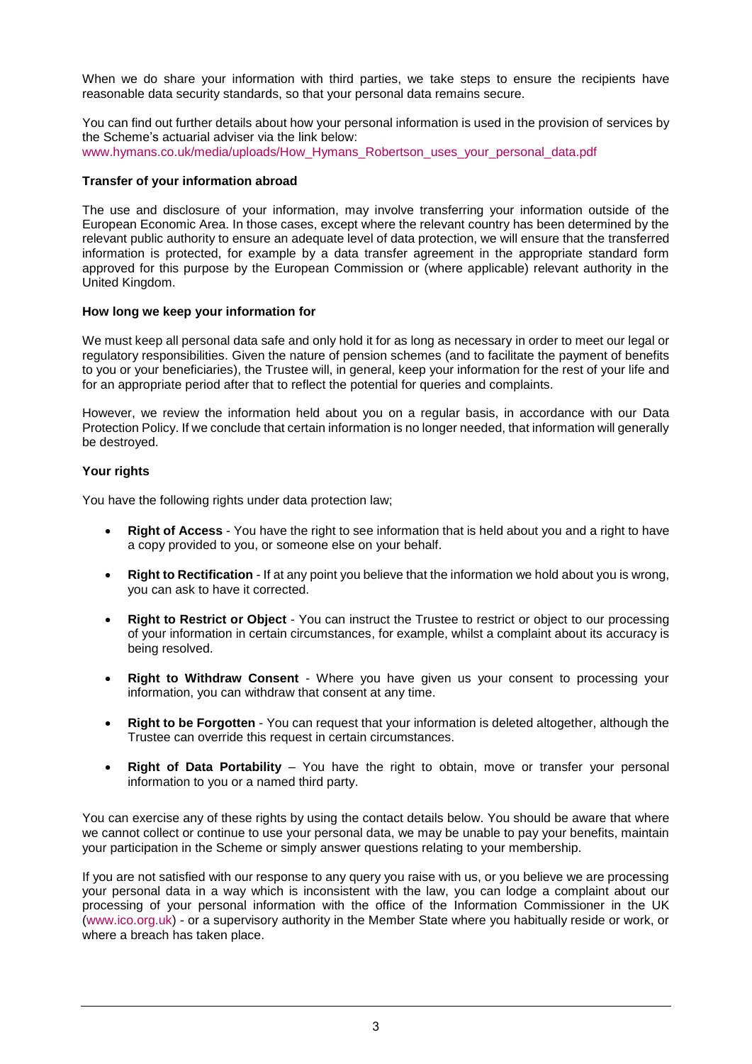When we do share your information with third parties, we take steps to ensure the recipients have reasonable data security standards, so that your personal data remains secure.

You can find out further details about how your personal information is used in the provision of services by the Scheme's actuarial adviser via the link below:
www.hymans.co.uk/media/uploads/How_Hymans_Robertson_uses_your_personal_data.pdf

**Transfer of your information abroad**

The use and disclosure of your information, may involve transferring your information outside of the European Economic Area. In those cases, except where the relevant country has been determined by the relevant public authority to ensure an adequate level of data protection, we will ensure that the transferred information is protected, for example by a data transfer agreement in the appropriate standard form approved for this purpose by the European Commission or (where applicable) relevant authority in the United Kingdom.

**How long we keep your information for**

We must keep all personal data safe and only hold it for as long as necessary in order to meet our legal or regulatory responsibilities. Given the nature of pension schemes (and to facilitate the payment of benefits to you or your beneficiaries), the Trustee will, in general, keep your information for the rest of your life and for an appropriate period after that to reflect the potential for queries and complaints.

However, we review the information held about you on a regular basis, in accordance with our Data Protection Policy. If we conclude that certain information is no longer needed, that information will generally be destroyed.

**Your rights**

You have the following rights under data protection law;

- **Right of Access** - You have the right to see information that is held about you and a right to have a copy provided to you, or someone else on your behalf.
- **Right to Rectification** - If at any point you believe that the information we hold about you is wrong, you can ask to have it corrected.
- **Right to Restrict or Object** - You can instruct the Trustee to restrict or object to our processing of your information in certain circumstances, for example, whilst a complaint about its accuracy is being resolved.
- **Right to Withdraw Consent** - Where you have given us your consent to processing your information, you can withdraw that consent at any time.
- **Right to be Forgotten** - You can request that your information is deleted altogether, although the Trustee can override this request in certain circumstances.
- **Right of Data Portability** – You have the right to obtain, move or transfer your personal information to you or a named third party.

You can exercise any of these rights by using the contact details below. You should be aware that where we cannot collect or continue to use your personal data, we may be unable to pay your benefits, maintain your participation in the Scheme or simply answer questions relating to your membership.

If you are not satisfied with our response to any query you raise with us, or you believe we are processing your personal data in a way which is inconsistent with the law, you can lodge a complaint about our processing of your personal information with the office of the Information Commissioner in the UK (www.ico.org.uk) - or a supervisory authority in the Member State where you habitually reside or work, or where a breach has taken place.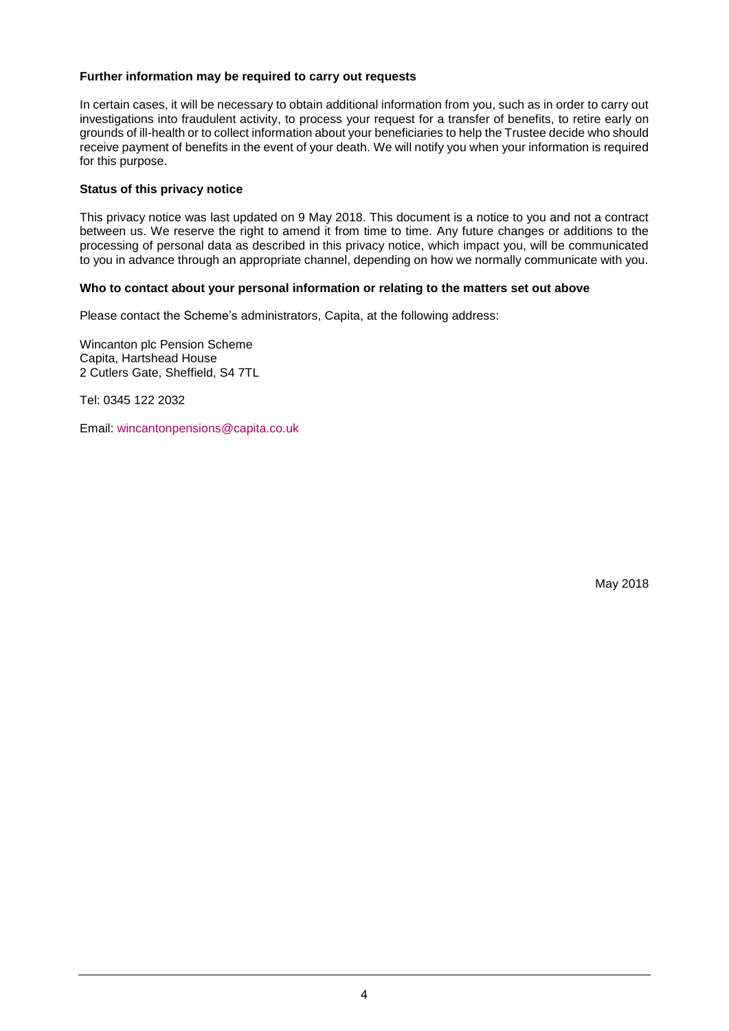**Further information may be required to carry out requests**

In certain cases, it will be necessary to obtain additional information from you, such as in order to carry out investigations into fraudulent activity, to process your request for a transfer of benefits, to retire early on grounds of ill-health or to collect information about your beneficiaries to help the Trustee decide who should receive payment of benefits in the event of your death. We will notify you when your information is required for this purpose.

**Status of this privacy notice**

This privacy notice was last updated on 9 May 2018. This document is a notice to you and not a contract between us. We reserve the right to amend it from time to time. Any future changes or additions to the processing of personal data as described in this privacy notice, which impact you, will be communicated to you in advance through an appropriate channel, depending on how we normally communicate with you.

**Who to contact about your personal information or relating to the matters set out above**

Please contact the Scheme's administrators, Capita, at the following address:

Wincanton plc Pension Scheme
Capita, Hartshead House
2 Cutlers Gate, Sheffield, S4 7TL

Tel: 0345 122 2032

Email: wincantonpensions@capita.co.uk

May 2018